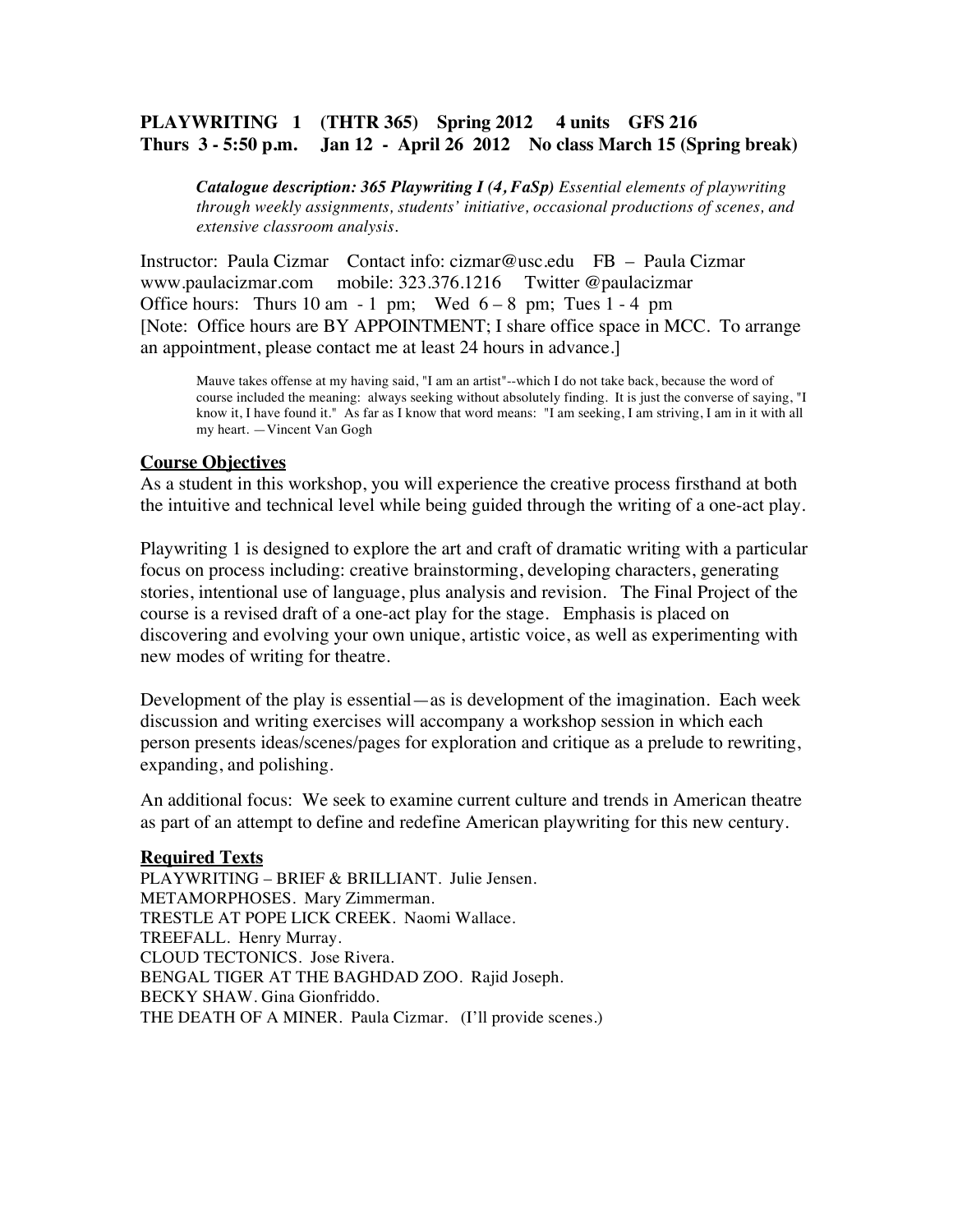**PLAYWRITING 1 (THTR 365) Spring 2012 4 units GFS 216**
**Thurs 3 - 5:50 p.m. Jan 12 - April 26 2012 No class March 15 (Spring break)**

> ***Catalogue description: 365 Playwriting I (4, FaSp)*** *Essential elements of playwriting through weekly assignments, students' initiative, occasional productions of scenes, and extensive classroom analysis.*

Instructor: Paula Cizmar Contact info: cizmar@usc.edu FB – Paula Cizmar
www.paulacizmar.com mobile: 323.376.1216 Twitter @paulacizmar
Office hours: Thurs 10 am - 1 pm; Wed 6 – 8 pm; Tues 1 - 4 pm
[Note: Office hours are BY APPOINTMENT; I share office space in MCC. To arrange an appointment, please contact me at least 24 hours in advance.]

> Mauve takes offense at my having said, "I am an artist"--which I do not take back, because the word of course included the meaning: always seeking without absolutely finding. It is just the converse of saying, "I know it, I have found it." As far as I know that word means: "I am seeking, I am striving, I am in it with all my heart. —Vincent Van Gogh

## Course Objectives

As a student in this workshop, you will experience the creative process firsthand at both the intuitive and technical level while being guided through the writing of a one-act play.

Playwriting 1 is designed to explore the art and craft of dramatic writing with a particular focus on process including: creative brainstorming, developing characters, generating stories, intentional use of language, plus analysis and revision. The Final Project of the course is a revised draft of a one-act play for the stage. Emphasis is placed on discovering and evolving your own unique, artistic voice, as well as experimenting with new modes of writing for theatre.

Development of the play is essential—as is development of the imagination. Each week discussion and writing exercises will accompany a workshop session in which each person presents ideas/scenes/pages for exploration and critique as a prelude to rewriting, expanding, and polishing.

An additional focus: We seek to examine current culture and trends in American theatre as part of an attempt to define and redefine American playwriting for this new century.

## Required Texts

PLAYWRITING – BRIEF & BRILLIANT. Julie Jensen.
METAMORPHOSES. Mary Zimmerman.
TRESTLE AT POPE LICK CREEK. Naomi Wallace.
TREEFALL. Henry Murray.
CLOUD TECTONICS. Jose Rivera.
BENGAL TIGER AT THE BAGHDAD ZOO. Rajid Joseph.
BECKY SHAW. Gina Gionfriddo.
THE DEATH OF A MINER. Paula Cizmar. (I'll provide scenes.)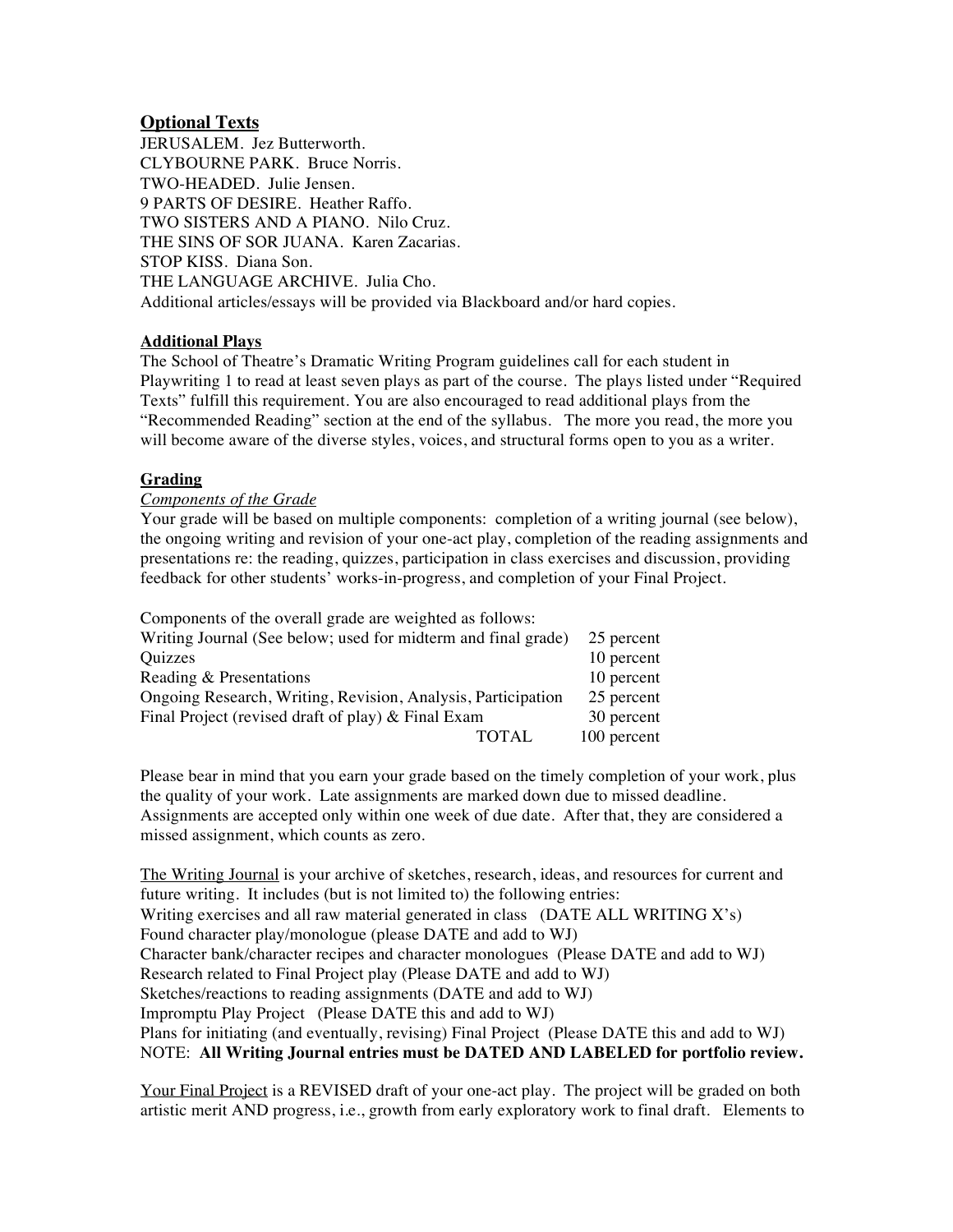## Optional Texts

JERUSALEM. Jez Butterworth.
CLYBOURNE PARK. Bruce Norris.
TWO-HEADED. Julie Jensen.
9 PARTS OF DESIRE. Heather Raffo.
TWO SISTERS AND A PIANO. Nilo Cruz.
THE SINS OF SOR JUANA. Karen Zacarias.
STOP KISS. Diana Son.
THE LANGUAGE ARCHIVE. Julia Cho.
Additional articles/essays will be provided via Blackboard and/or hard copies.

### Additional Plays

The School of Theatre's Dramatic Writing Program guidelines call for each student in Playwriting 1 to read at least seven plays as part of the course. The plays listed under "Required Texts" fulfill this requirement. You are also encouraged to read additional plays from the "Recommended Reading" section at the end of the syllabus. The more you read, the more you will become aware of the diverse styles, voices, and structural forms open to you as a writer.

### Grading

*Components of the Grade*

Your grade will be based on multiple components: completion of a writing journal (see below), the ongoing writing and revision of your one-act play, completion of the reading assignments and presentations re: the reading, quizzes, participation in class exercises and discussion, providing feedback for other students' works-in-progress, and completion of your Final Project.

Components of the overall grade are weighted as follows:

| Component | Weight |
|---|---|
| Writing Journal (See below; used for midterm and final grade) | 25 percent |
| Quizzes | 10 percent |
| Reading & Presentations | 10 percent |
| Ongoing Research, Writing, Revision, Analysis, Participation | 25 percent |
| Final Project (revised draft of play) & Final Exam | 30 percent |
| TOTAL | 100 percent |

Please bear in mind that you earn your grade based on the timely completion of your work, plus the quality of your work. Late assignments are marked down due to missed deadline. Assignments are accepted only within one week of due date. After that, they are considered a missed assignment, which counts as zero.

The Writing Journal is your archive of sketches, research, ideas, and resources for current and future writing. It includes (but is not limited to) the following entries:
Writing exercises and all raw material generated in class (DATE ALL WRITING X's)
Found character play/monologue (please DATE and add to WJ)
Character bank/character recipes and character monologues (Please DATE and add to WJ)
Research related to Final Project play (Please DATE and add to WJ)
Sketches/reactions to reading assignments (DATE and add to WJ)
Impromptu Play Project (Please DATE this and add to WJ)
Plans for initiating (and eventually, revising) Final Project (Please DATE this and add to WJ)
NOTE: **All Writing Journal entries must be DATED AND LABELED for portfolio review.**

Your Final Project is a REVISED draft of your one-act play. The project will be graded on both artistic merit AND progress, i.e., growth from early exploratory work to final draft. Elements to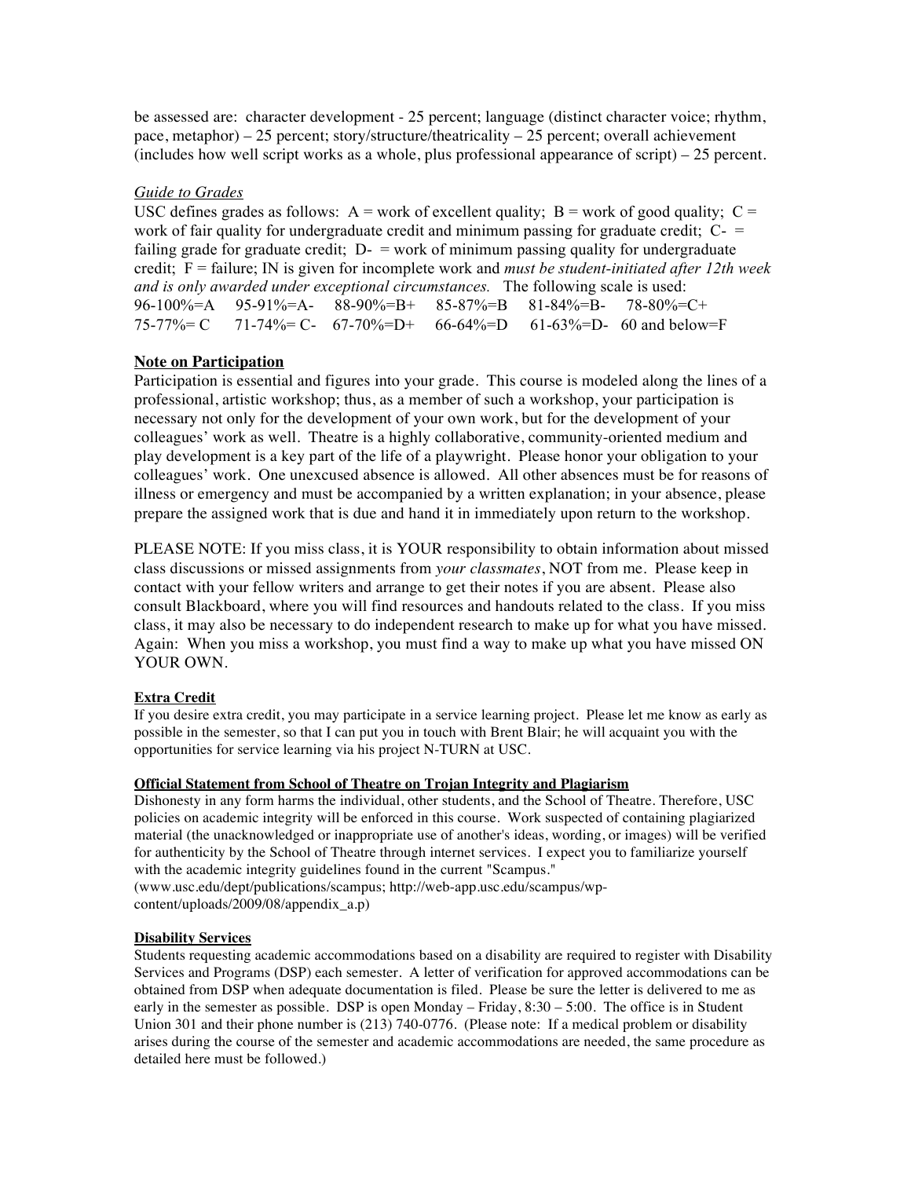be assessed are: character development - 25 percent; language (distinct character voice; rhythm, pace, metaphor) – 25 percent; story/structure/theatricality – 25 percent; overall achievement (includes how well script works as a whole, plus professional appearance of script) – 25 percent.

*Guide to Grades*

USC defines grades as follows: A = work of excellent quality; B = work of good quality; C = work of fair quality for undergraduate credit and minimum passing for graduate credit; C- = failing grade for graduate credit; D- = work of minimum passing quality for undergraduate credit; F = failure; IN is given for incomplete work and *must be student-initiated after 12th week and is only awarded under exceptional circumstances.* The following scale is used:

| | | | | | |
|---|---|---|---|---|---|
| 96-100%=A | 95-91%=A- | 88-90%=B+ | 85-87%=B | 81-84%=B- | 78-80%=C+ |
| 75-77%= C | 71-74%= C- | 67-70%=D+ | 66-64%=D | 61-63%=D- | 60 and below=F |

## Note on Participation

Participation is essential and figures into your grade. This course is modeled along the lines of a professional, artistic workshop; thus, as a member of such a workshop, your participation is necessary not only for the development of your own work, but for the development of your colleagues' work as well. Theatre is a highly collaborative, community-oriented medium and play development is a key part of the life of a playwright. Please honor your obligation to your colleagues' work. One unexcused absence is allowed. All other absences must be for reasons of illness or emergency and must be accompanied by a written explanation; in your absence, please prepare the assigned work that is due and hand it in immediately upon return to the workshop.

PLEASE NOTE: If you miss class, it is YOUR responsibility to obtain information about missed class discussions or missed assignments from *your classmates*, NOT from me. Please keep in contact with your fellow writers and arrange to get their notes if you are absent. Please also consult Blackboard, where you will find resources and handouts related to the class. If you miss class, it may also be necessary to do independent research to make up for what you have missed. Again: When you miss a workshop, you must find a way to make up what you have missed ON YOUR OWN.

### Extra Credit

If you desire extra credit, you may participate in a service learning project. Please let me know as early as possible in the semester, so that I can put you in touch with Brent Blair; he will acquaint you with the opportunities for service learning via his project N-TURN at USC.

### Official Statement from School of Theatre on Trojan Integrity and Plagiarism

Dishonesty in any form harms the individual, other students, and the School of Theatre. Therefore, USC policies on academic integrity will be enforced in this course. Work suspected of containing plagiarized material (the unacknowledged or inappropriate use of another's ideas, wording, or images) will be verified for authenticity by the School of Theatre through internet services. I expect you to familiarize yourself with the academic integrity guidelines found in the current "Scampus." (www.usc.edu/dept/publications/scampus; http://web-app.usc.edu/scampus/wp-content/uploads/2009/08/appendix_a.p)

### Disability Services

Students requesting academic accommodations based on a disability are required to register with Disability Services and Programs (DSP) each semester. A letter of verification for approved accommodations can be obtained from DSP when adequate documentation is filed. Please be sure the letter is delivered to me as early in the semester as possible. DSP is open Monday – Friday, 8:30 – 5:00. The office is in Student Union 301 and their phone number is (213) 740-0776. (Please note: If a medical problem or disability arises during the course of the semester and academic accommodations are needed, the same procedure as detailed here must be followed.)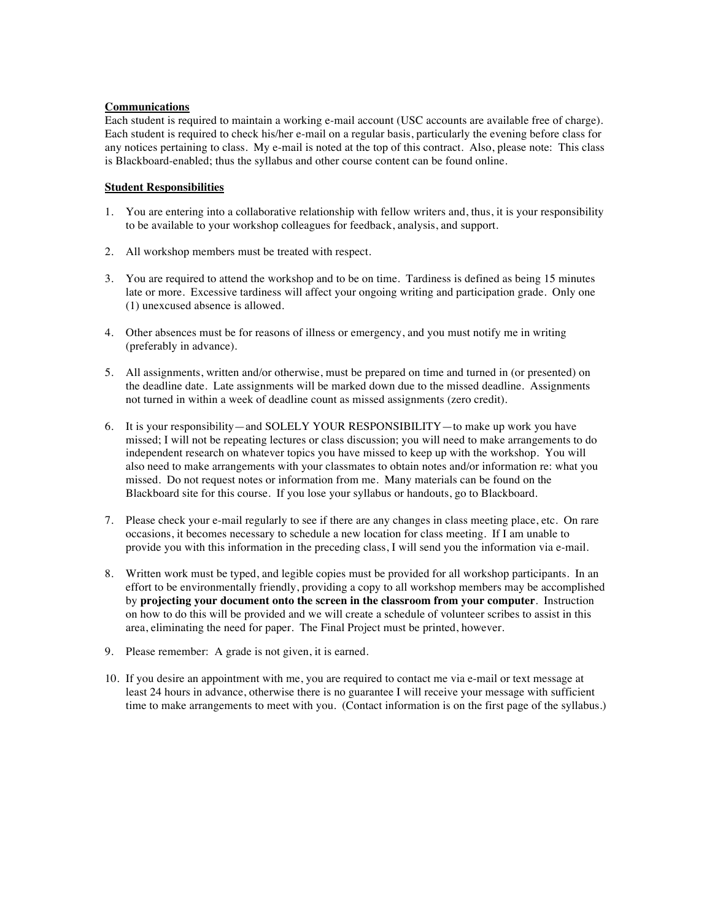**Communications**

Each student is required to maintain a working e-mail account (USC accounts are available free of charge). Each student is required to check his/her e-mail on a regular basis, particularly the evening before class for any notices pertaining to class. My e-mail is noted at the top of this contract. Also, please note: This class is Blackboard-enabled; thus the syllabus and other course content can be found online.

**Student Responsibilities**

1. You are entering into a collaborative relationship with fellow writers and, thus, it is your responsibility to be available to your workshop colleagues for feedback, analysis, and support.

2. All workshop members must be treated with respect.

3. You are required to attend the workshop and to be on time. Tardiness is defined as being 15 minutes late or more. Excessive tardiness will affect your ongoing writing and participation grade. Only one (1) unexcused absence is allowed.

4. Other absences must be for reasons of illness or emergency, and you must notify me in writing (preferably in advance).

5. All assignments, written and/or otherwise, must be prepared on time and turned in (or presented) on the deadline date. Late assignments will be marked down due to the missed deadline. Assignments not turned in within a week of deadline count as missed assignments (zero credit).

6. It is your responsibility—and SOLELY YOUR RESPONSIBILITY—to make up work you have missed; I will not be repeating lectures or class discussion; you will need to make arrangements to do independent research on whatever topics you have missed to keep up with the workshop. You will also need to make arrangements with your classmates to obtain notes and/or information re: what you missed. Do not request notes or information from me. Many materials can be found on the Blackboard site for this course. If you lose your syllabus or handouts, go to Blackboard.

7. Please check your e-mail regularly to see if there are any changes in class meeting place, etc. On rare occasions, it becomes necessary to schedule a new location for class meeting. If I am unable to provide you with this information in the preceding class, I will send you the information via e-mail.

8. Written work must be typed, and legible copies must be provided for all workshop participants. In an effort to be environmentally friendly, providing a copy to all workshop members may be accomplished by **projecting your document onto the screen in the classroom from your computer**. Instruction on how to do this will be provided and we will create a schedule of volunteer scribes to assist in this area, eliminating the need for paper. The Final Project must be printed, however.

9. Please remember: A grade is not given, it is earned.

10. If you desire an appointment with me, you are required to contact me via e-mail or text message at least 24 hours in advance, otherwise there is no guarantee I will receive your message with sufficient time to make arrangements to meet with you. (Contact information is on the first page of the syllabus.)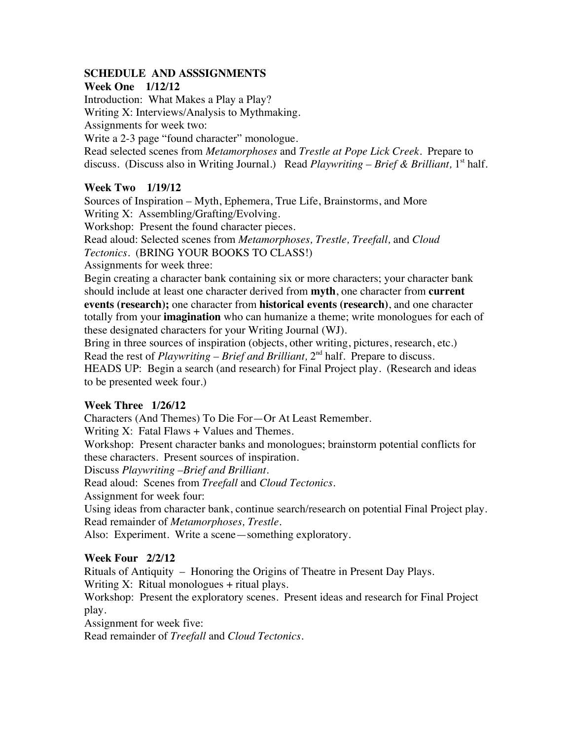## SCHEDULE AND ASSSIGNMENTS

### Week One 1/12/12

Introduction: What Makes a Play a Play?

Writing X: Interviews/Analysis to Mythmaking.

Assignments for week two:

Write a 2-3 page "found character" monologue.

Read selected scenes from *Metamorphoses* and *Trestle at Pope Lick Creek*. Prepare to discuss. (Discuss also in Writing Journal.) Read *Playwriting – Brief & Brilliant,* 1st half.

### Week Two 1/19/12

Sources of Inspiration – Myth, Ephemera, True Life, Brainstorms, and More

Writing X: Assembling/Grafting/Evolving.

Workshop: Present the found character pieces.

Read aloud: Selected scenes from *Metamorphoses, Trestle, Treefall,* and *Cloud Tectonics*. (BRING YOUR BOOKS TO CLASS!)

Assignments for week three:

Begin creating a character bank containing six or more characters; your character bank should include at least one character derived from **myth**, one character from **current events (research);** one character from **historical events (research)**, and one character totally from your **imagination** who can humanize a theme; write monologues for each of these designated characters for your Writing Journal (WJ).

Bring in three sources of inspiration (objects, other writing, pictures, research, etc.)

Read the rest of *Playwriting – Brief and Brilliant,* 2nd half. Prepare to discuss.

HEADS UP: Begin a search (and research) for Final Project play. (Research and ideas to be presented week four.)

### Week Three 1/26/12

Characters (And Themes) To Die For—Or At Least Remember.

Writing X: Fatal Flaws + Values and Themes.

Workshop: Present character banks and monologues; brainstorm potential conflicts for these characters. Present sources of inspiration.

Discuss *Playwriting –Brief and Brilliant*.

Read aloud: Scenes from *Treefall* and *Cloud Tectonics*.

Assignment for week four:

Using ideas from character bank, continue search/research on potential Final Project play.

Read remainder of *Metamorphoses, Trestle*.

Also: Experiment. Write a scene—something exploratory.

### Week Four 2/2/12

Rituals of Antiquity – Honoring the Origins of Theatre in Present Day Plays.

Writing X: Ritual monologues + ritual plays.

Workshop: Present the exploratory scenes. Present ideas and research for Final Project play.

Assignment for week five:

Read remainder of *Treefall* and *Cloud Tectonics*.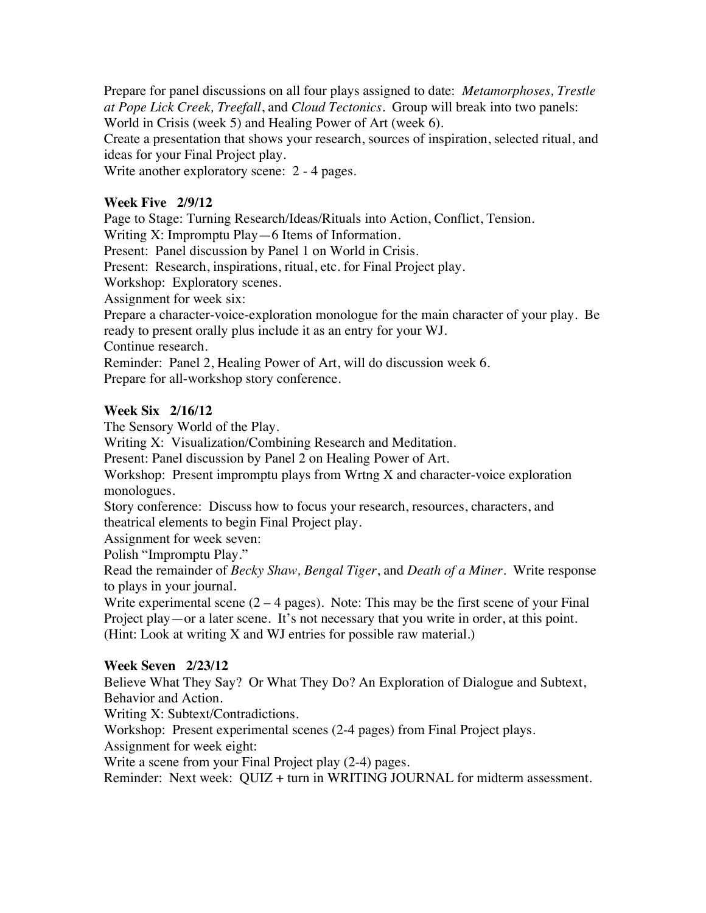Prepare for panel discussions on all four plays assigned to date: *Metamorphoses, Trestle at Pope Lick Creek, Treefall*, and *Cloud Tectonics*. Group will break into two panels: World in Crisis (week 5) and Healing Power of Art (week 6).

Create a presentation that shows your research, sources of inspiration, selected ritual, and ideas for your Final Project play.

Write another exploratory scene: 2 - 4 pages.

**Week Five 2/9/12**

Page to Stage: Turning Research/Ideas/Rituals into Action, Conflict, Tension.

Writing X: Impromptu Play—6 Items of Information.

Present: Panel discussion by Panel 1 on World in Crisis.

Present: Research, inspirations, ritual, etc. for Final Project play.

Workshop: Exploratory scenes.

Assignment for week six:

Prepare a character-voice-exploration monologue for the main character of your play. Be ready to present orally plus include it as an entry for your WJ.

Continue research.

Reminder: Panel 2, Healing Power of Art, will do discussion week 6.

Prepare for all-workshop story conference.

**Week Six 2/16/12**

The Sensory World of the Play.

Writing X: Visualization/Combining Research and Meditation.

Present: Panel discussion by Panel 2 on Healing Power of Art.

Workshop: Present impromptu plays from Wrtng X and character-voice exploration monologues.

Story conference: Discuss how to focus your research, resources, characters, and theatrical elements to begin Final Project play.

Assignment for week seven:

Polish "Impromptu Play."

Read the remainder of *Becky Shaw, Bengal Tiger*, and *Death of a Miner*. Write response to plays in your journal.

Write experimental scene (2 – 4 pages). Note: This may be the first scene of your Final Project play—or a later scene. It's not necessary that you write in order, at this point. (Hint: Look at writing X and WJ entries for possible raw material.)

**Week Seven 2/23/12**

Believe What They Say? Or What They Do? An Exploration of Dialogue and Subtext, Behavior and Action.

Writing X: Subtext/Contradictions.

Workshop: Present experimental scenes (2-4 pages) from Final Project plays.

Assignment for week eight:

Write a scene from your Final Project play (2-4) pages.

Reminder: Next week: QUIZ + turn in WRITING JOURNAL for midterm assessment.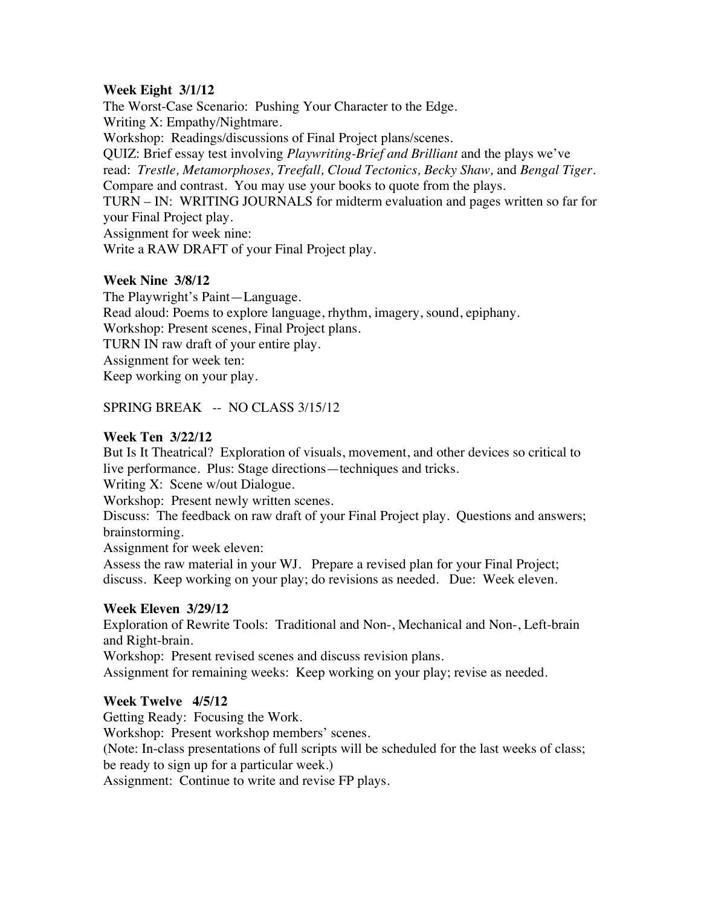**Week Eight  3/1/12**

The Worst-Case Scenario:  Pushing Your Character to the Edge.
Writing X: Empathy/Nightmare.
Workshop:  Readings/discussions of Final Project plans/scenes.
QUIZ: Brief essay test involving *Playwriting-Brief and Brilliant* and the plays we've read:  *Trestle, Metamorphoses, Treefall, Cloud Tectonics, Becky Shaw,* and *Bengal Tiger*. Compare and contrast.  You may use your books to quote from the plays.
TURN – IN:  WRITING JOURNALS for midterm evaluation and pages written so far for your Final Project play.
Assignment for week nine:
Write a RAW DRAFT of your Final Project play.

**Week Nine  3/8/12**

The Playwright's Paint—Language.
Read aloud: Poems to explore language, rhythm, imagery, sound, epiphany.
Workshop: Present scenes, Final Project plans.
TURN IN raw draft of your entire play.
Assignment for week ten:
Keep working on your play.

SPRING BREAK   --  NO CLASS 3/15/12

**Week Ten  3/22/12**

But Is It Theatrical?  Exploration of visuals, movement, and other devices so critical to live performance.  Plus: Stage directions—techniques and tricks.
Writing X:  Scene w/out Dialogue.
Workshop:  Present newly written scenes.
Discuss:  The feedback on raw draft of your Final Project play.  Questions and answers; brainstorming.
Assignment for week eleven:
Assess the raw material in your WJ.   Prepare a revised plan for your Final Project; discuss.  Keep working on your play; do revisions as needed.   Due:  Week eleven.

**Week Eleven  3/29/12**

Exploration of Rewrite Tools:  Traditional and Non-, Mechanical and Non-, Left-brain and Right-brain.
Workshop:  Present revised scenes and discuss revision plans.
Assignment for remaining weeks:  Keep working on your play; revise as needed.

**Week Twelve   4/5/12**

Getting Ready:  Focusing the Work.
Workshop:  Present workshop members' scenes.
(Note: In-class presentations of full scripts will be scheduled for the last weeks of class; be ready to sign up for a particular week.)
Assignment:  Continue to write and revise FP plays.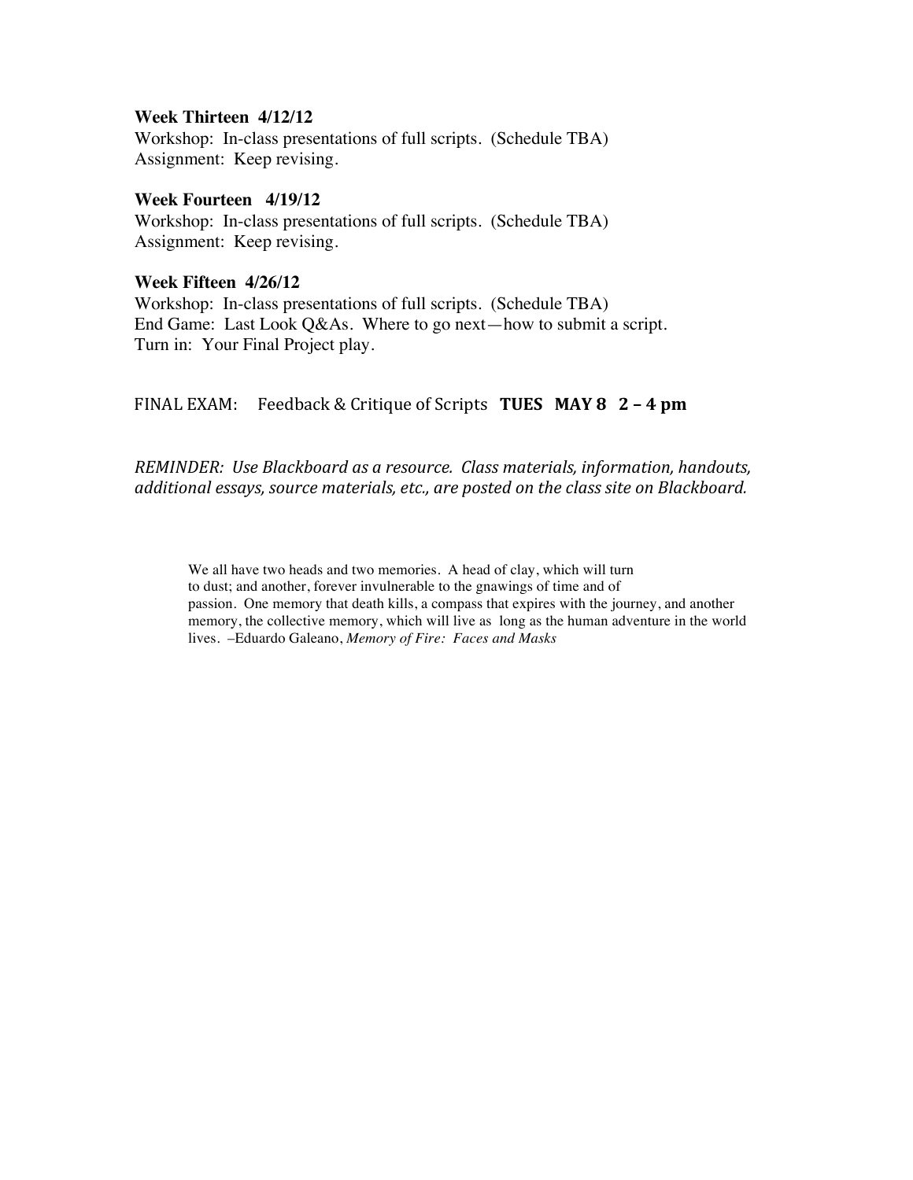**Week Thirteen 4/12/12**
Workshop: In-class presentations of full scripts. (Schedule TBA)
Assignment: Keep revising.

**Week Fourteen 4/19/12**
Workshop: In-class presentations of full scripts. (Schedule TBA)
Assignment: Keep revising.

**Week Fifteen 4/26/12**
Workshop: In-class presentations of full scripts. (Schedule TBA)
End Game: Last Look Q&As. Where to go next—how to submit a script.
Turn in: Your Final Project play.

FINAL EXAM: Feedback & Critique of Scripts **TUES MAY 8 2 – 4 pm**

*REMINDER: Use Blackboard as a resource. Class materials, information, handouts, additional essays, source materials, etc., are posted on the class site on Blackboard.*

> We all have two heads and two memories. A head of clay, which will turn to dust; and another, forever invulnerable to the gnawings of time and of passion. One memory that death kills, a compass that expires with the journey, and another memory, the collective memory, which will live as long as the human adventure in the world lives. –Eduardo Galeano, *Memory of Fire: Faces and Masks*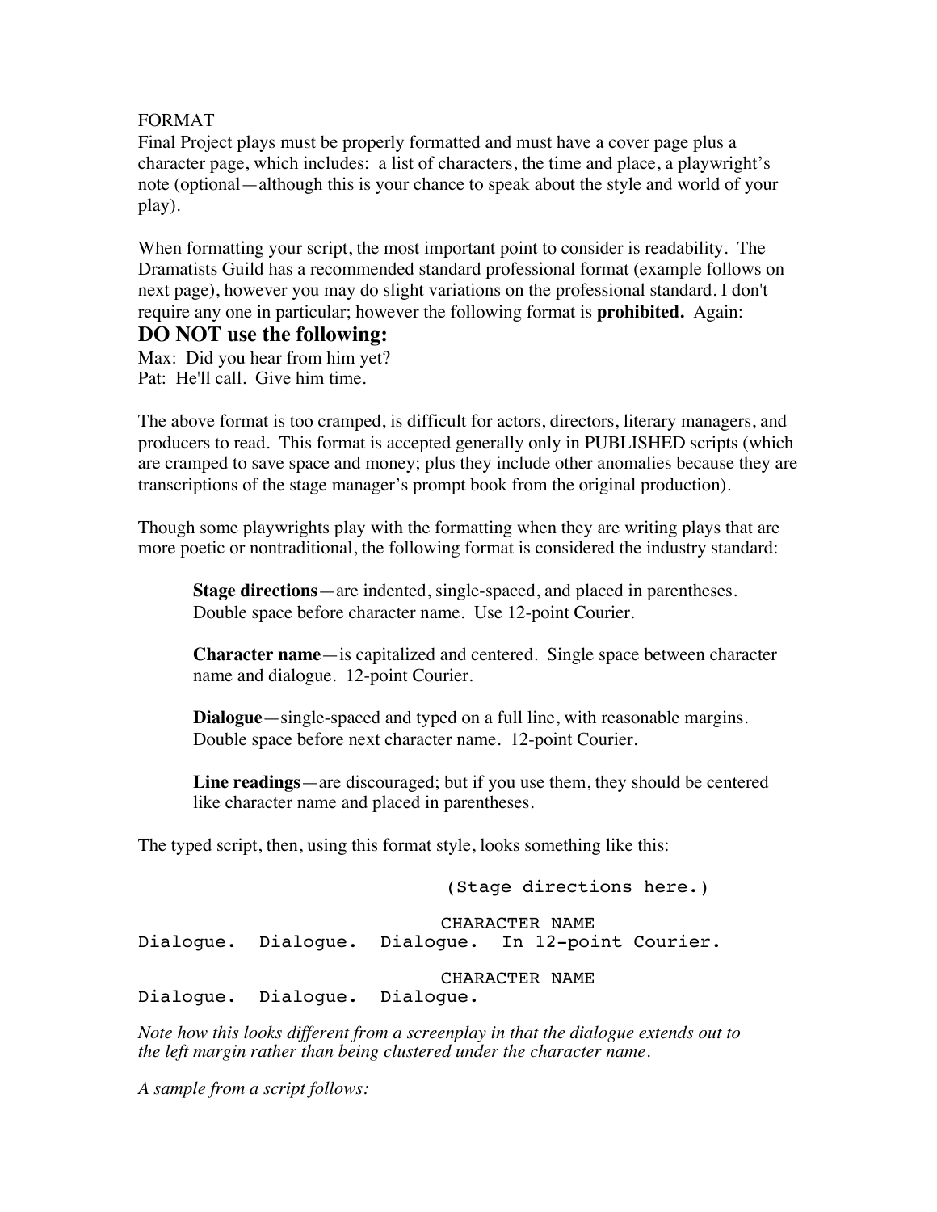FORMAT

Final Project plays must be properly formatted and must have a cover page plus a character page, which includes: a list of characters, the time and place, a playwright's note (optional—although this is your chance to speak about the style and world of your play).

When formatting your script, the most important point to consider is readability. The Dramatists Guild has a recommended standard professional format (example follows on next page), however you may do slight variations on the professional standard. I don't require any one in particular; however the following format is **prohibited.** Again:

## DO NOT use the following:

Max: Did you hear from him yet?
Pat: He'll call. Give him time.

The above format is too cramped, is difficult for actors, directors, literary managers, and producers to read. This format is accepted generally only in PUBLISHED scripts (which are cramped to save space and money; plus they include other anomalies because they are transcriptions of the stage manager's prompt book from the original production).

Though some playwrights play with the formatting when they are writing plays that are more poetic or nontraditional, the following format is considered the industry standard:

> **Stage directions**—are indented, single-spaced, and placed in parentheses. Double space before character name. Use 12-point Courier.
>
> **Character name**—is capitalized and centered. Single space between character name and dialogue. 12-point Courier.
>
> **Dialogue**—single-spaced and typed on a full line, with reasonable margins. Double space before next character name. 12-point Courier.
>
> **Line readings**—are discouraged; but if you use them, they should be centered like character name and placed in parentheses.

The typed script, then, using this format style, looks something like this:

```
                              (Stage directions here.)

                             CHARACTER NAME
Dialogue.  Dialogue.  Dialogue.  In 12-point Courier.

                             CHARACTER NAME
Dialogue.  Dialogue.  Dialogue.
```

*Note how this looks different from a screenplay in that the dialogue extends out to the left margin rather than being clustered under the character name.*

*A sample from a script follows:*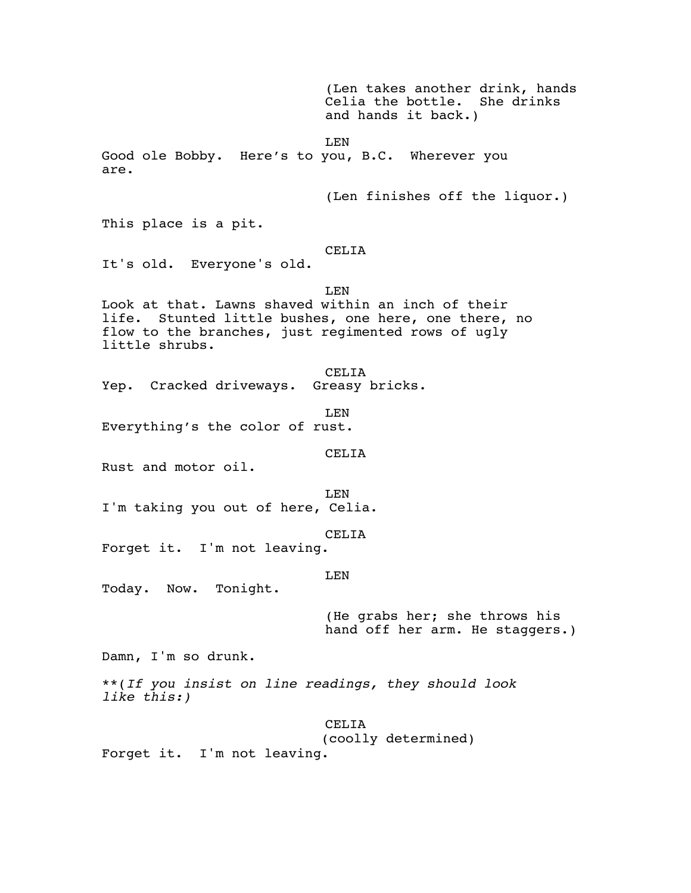(Len takes another drink, hands Celia the bottle. She drinks and hands it back.)

LEN

Good ole Bobby. Here's to you, B.C. Wherever you are.

(Len finishes off the liquor.)

This place is a pit.

CELIA

It's old. Everyone's old.

LEN

Look at that. Lawns shaved within an inch of their life. Stunted little bushes, one here, one there, no flow to the branches, just regimented rows of ugly little shrubs.

CELIA

Yep. Cracked driveways. Greasy bricks.

LEN

Everything's the color of rust.

CELIA

Rust and motor oil.

LEN

I'm taking you out of here, Celia.

CELIA

Forget it. I'm not leaving.

LEN

Today. Now. Tonight.

(He grabs her; she throws his hand off her arm. He staggers.)

Damn, I'm so drunk.

**(*If you insist on line readings, they should look like this:*)

CELIA

(coolly determined)

Forget it. I'm not leaving.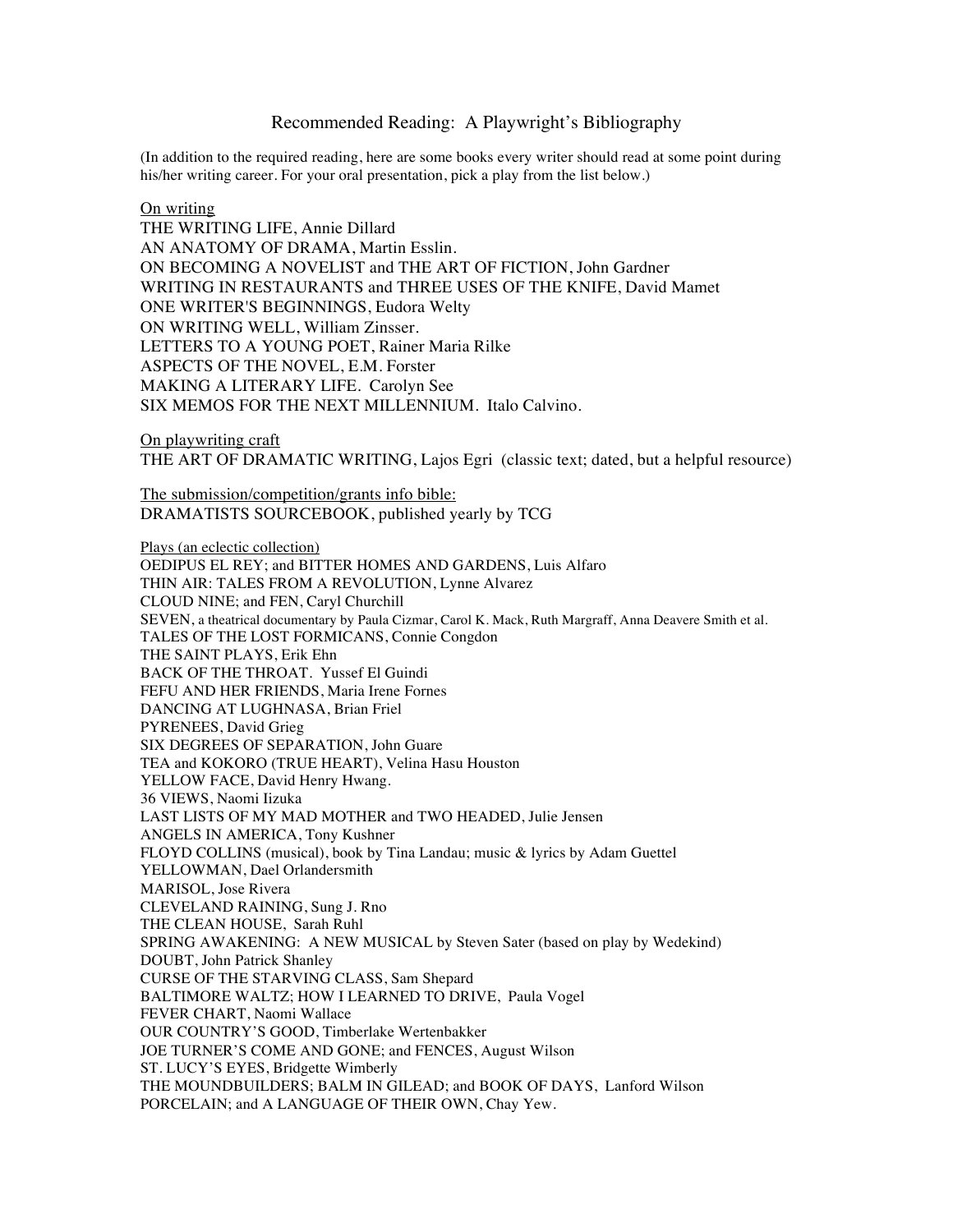# Recommended Reading: A Playwright's Bibliography

(In addition to the required reading, here are some books every writer should read at some point during his/her writing career. For your oral presentation, pick a play from the list below.)

<u>On writing</u>

THE WRITING LIFE, Annie Dillard
AN ANATOMY OF DRAMA, Martin Esslin.
ON BECOMING A NOVELIST and THE ART OF FICTION, John Gardner
WRITING IN RESTAURANTS and THREE USES OF THE KNIFE, David Mamet
ONE WRITER'S BEGINNINGS, Eudora Welty
ON WRITING WELL, William Zinsser.
LETTERS TO A YOUNG POET, Rainer Maria Rilke
ASPECTS OF THE NOVEL, E.M. Forster
MAKING A LITERARY LIFE. Carolyn See
SIX MEMOS FOR THE NEXT MILLENNIUM. Italo Calvino.

<u>On playwriting craft</u>

THE ART OF DRAMATIC WRITING, Lajos Egri (classic text; dated, but a helpful resource)

<u>The submission/competition/grants info bible:</u>

DRAMATISTS SOURCEBOOK, published yearly by TCG

<u>Plays (an eclectic collection)</u>

OEDIPUS EL REY; and BITTER HOMES AND GARDENS, Luis Alfaro
THIN AIR: TALES FROM A REVOLUTION, Lynne Alvarez
CLOUD NINE; and FEN, Caryl Churchill
SEVEN, a theatrical documentary by Paula Cizmar, Carol K. Mack, Ruth Margraff, Anna Deavere Smith et al.
TALES OF THE LOST FORMICANS, Connie Congdon
THE SAINT PLAYS, Erik Ehn
BACK OF THE THROAT. Yussef El Guindi
FEFU AND HER FRIENDS, Maria Irene Fornes
DANCING AT LUGHNASA, Brian Friel
PYRENEES, David Grieg
SIX DEGREES OF SEPARATION, John Guare
TEA and KOKORO (TRUE HEART), Velina Hasu Houston
YELLOW FACE, David Henry Hwang.
36 VIEWS, Naomi Iizuka
LAST LISTS OF MY MAD MOTHER and TWO HEADED, Julie Jensen
ANGELS IN AMERICA, Tony Kushner
FLOYD COLLINS (musical), book by Tina Landau; music & lyrics by Adam Guettel
YELLOWMAN, Dael Orlandersmith
MARISOL, Jose Rivera
CLEVELAND RAINING, Sung J. Rno
THE CLEAN HOUSE, Sarah Ruhl
SPRING AWAKENING: A NEW MUSICAL by Steven Sater (based on play by Wedekind)
DOUBT, John Patrick Shanley
CURSE OF THE STARVING CLASS, Sam Shepard
BALTIMORE WALTZ; HOW I LEARNED TO DRIVE, Paula Vogel
FEVER CHART, Naomi Wallace
OUR COUNTRY'S GOOD, Timberlake Wertenbakker
JOE TURNER'S COME AND GONE; and FENCES, August Wilson
ST. LUCY'S EYES, Bridgette Wimberly
THE MOUNDBUILDERS; BALM IN GILEAD; and BOOK OF DAYS, Lanford Wilson
PORCELAIN; and A LANGUAGE OF THEIR OWN, Chay Yew.